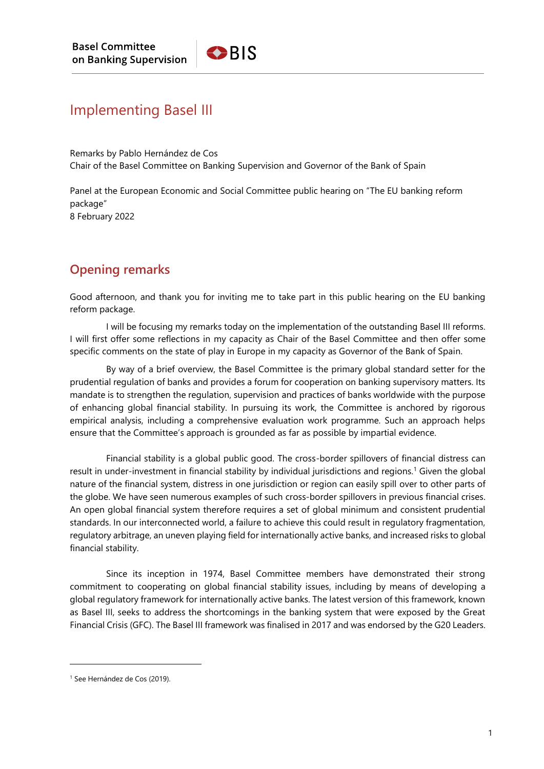Basel Committee on Banking Supervision

# Implementing Basel III

Remarks by Pablo Hernández de Cos
Chair of the Basel Committee on Banking Supervision and Governor of the Bank of Spain

Panel at the European Economic and Social Committee public hearing on "The EU banking reform package"
8 February 2022

## Opening remarks

Good afternoon, and thank you for inviting me to take part in this public hearing on the EU banking reform package.

I will be focusing my remarks today on the implementation of the outstanding Basel III reforms. I will first offer some reflections in my capacity as Chair of the Basel Committee and then offer some specific comments on the state of play in Europe in my capacity as Governor of the Bank of Spain.

By way of a brief overview, the Basel Committee is the primary global standard setter for the prudential regulation of banks and provides a forum for cooperation on banking supervisory matters. Its mandate is to strengthen the regulation, supervision and practices of banks worldwide with the purpose of enhancing global financial stability. In pursuing its work, the Committee is anchored by rigorous empirical analysis, including a comprehensive evaluation work programme. Such an approach helps ensure that the Committee's approach is grounded as far as possible by impartial evidence.

Financial stability is a global public good. The cross-border spillovers of financial distress can result in under-investment in financial stability by individual jurisdictions and regions.[1] Given the global nature of the financial system, distress in one jurisdiction or region can easily spill over to other parts of the globe. We have seen numerous examples of such cross-border spillovers in previous financial crises. An open global financial system therefore requires a set of global minimum and consistent prudential standards. In our interconnected world, a failure to achieve this could result in regulatory fragmentation, regulatory arbitrage, an uneven playing field for internationally active banks, and increased risks to global financial stability.

Since its inception in 1974, Basel Committee members have demonstrated their strong commitment to cooperating on global financial stability issues, including by means of developing a global regulatory framework for internationally active banks. The latest version of this framework, known as Basel III, seeks to address the shortcomings in the banking system that were exposed by the Great Financial Crisis (GFC). The Basel III framework was finalised in 2017 and was endorsed by the G20 Leaders.

[1] See Hernández de Cos (2019).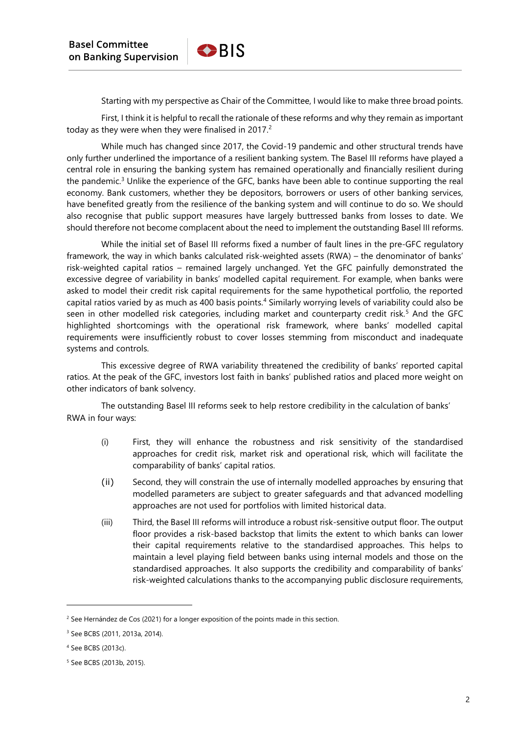Starting with my perspective as Chair of the Committee, I would like to make three broad points.

First, I think it is helpful to recall the rationale of these reforms and why they remain as important today as they were when they were finalised in 2017.[2]

While much has changed since 2017, the Covid-19 pandemic and other structural trends have only further underlined the importance of a resilient banking system. The Basel III reforms have played a central role in ensuring the banking system has remained operationally and financially resilient during the pandemic.[3] Unlike the experience of the GFC, banks have been able to continue supporting the real economy. Bank customers, whether they be depositors, borrowers or users of other banking services, have benefited greatly from the resilience of the banking system and will continue to do so. We should also recognise that public support measures have largely buttressed banks from losses to date. We should therefore not become complacent about the need to implement the outstanding Basel III reforms.

While the initial set of Basel III reforms fixed a number of fault lines in the pre-GFC regulatory framework, the way in which banks calculated risk-weighted assets (RWA) – the denominator of banks' risk-weighted capital ratios – remained largely unchanged. Yet the GFC painfully demonstrated the excessive degree of variability in banks' modelled capital requirement. For example, when banks were asked to model their credit risk capital requirements for the same hypothetical portfolio, the reported capital ratios varied by as much as 400 basis points.[4] Similarly worrying levels of variability could also be seen in other modelled risk categories, including market and counterparty credit risk.[5] And the GFC highlighted shortcomings with the operational risk framework, where banks' modelled capital requirements were insufficiently robust to cover losses stemming from misconduct and inadequate systems and controls.

This excessive degree of RWA variability threatened the credibility of banks' reported capital ratios. At the peak of the GFC, investors lost faith in banks' published ratios and placed more weight on other indicators of bank solvency.

The outstanding Basel III reforms seek to help restore credibility in the calculation of banks' RWA in four ways:

(i) First, they will enhance the robustness and risk sensitivity of the standardised approaches for credit risk, market risk and operational risk, which will facilitate the comparability of banks' capital ratios.

(ii) Second, they will constrain the use of internally modelled approaches by ensuring that modelled parameters are subject to greater safeguards and that advanced modelling approaches are not used for portfolios with limited historical data.

(iii) Third, the Basel III reforms will introduce a robust risk-sensitive output floor. The output floor provides a risk-based backstop that limits the extent to which banks can lower their capital requirements relative to the standardised approaches. This helps to maintain a level playing field between banks using internal models and those on the standardised approaches. It also supports the credibility and comparability of banks' risk-weighted calculations thanks to the accompanying public disclosure requirements,

---

[2] See Hernández de Cos (2021) for a longer exposition of the points made in this section.

[3] See BCBS (2011, 2013a, 2014).

[4] See BCBS (2013c).

[5] See BCBS (2013b, 2015).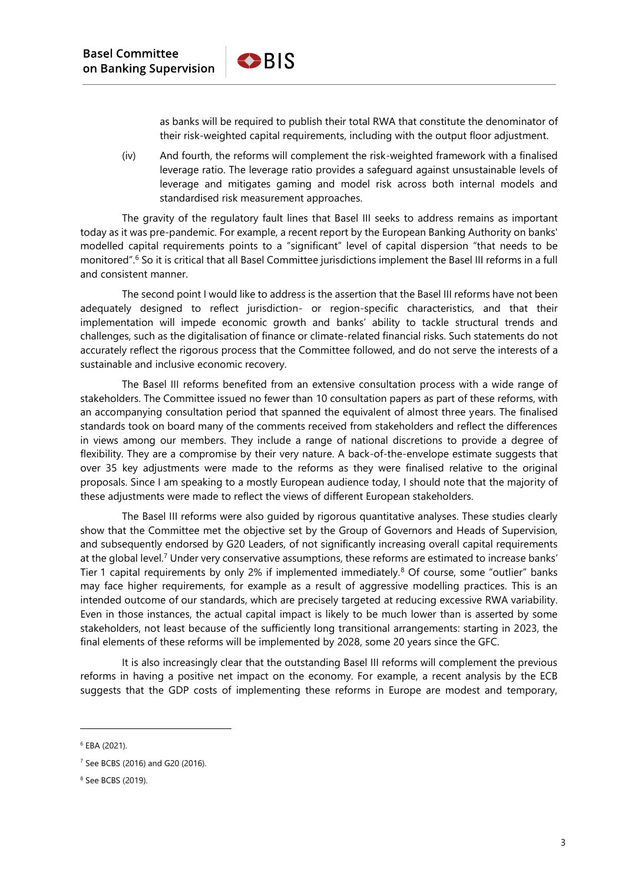as banks will be required to publish their total RWA that constitute the denominator of their risk-weighted capital requirements, including with the output floor adjustment.

(iv) And fourth, the reforms will complement the risk-weighted framework with a finalised leverage ratio. The leverage ratio provides a safeguard against unsustainable levels of leverage and mitigates gaming and model risk across both internal models and standardised risk measurement approaches.

The gravity of the regulatory fault lines that Basel III seeks to address remains as important today as it was pre-pandemic. For example, a recent report by the European Banking Authority on banks' modelled capital requirements points to a "significant" level of capital dispersion "that needs to be monitored".[6] So it is critical that all Basel Committee jurisdictions implement the Basel III reforms in a full and consistent manner.

The second point I would like to address is the assertion that the Basel III reforms have not been adequately designed to reflect jurisdiction- or region-specific characteristics, and that their implementation will impede economic growth and banks' ability to tackle structural trends and challenges, such as the digitalisation of finance or climate-related financial risks. Such statements do not accurately reflect the rigorous process that the Committee followed, and do not serve the interests of a sustainable and inclusive economic recovery.

The Basel III reforms benefited from an extensive consultation process with a wide range of stakeholders. The Committee issued no fewer than 10 consultation papers as part of these reforms, with an accompanying consultation period that spanned the equivalent of almost three years. The finalised standards took on board many of the comments received from stakeholders and reflect the differences in views among our members. They include a range of national discretions to provide a degree of flexibility. They are a compromise by their very nature. A back-of-the-envelope estimate suggests that over 35 key adjustments were made to the reforms as they were finalised relative to the original proposals. Since I am speaking to a mostly European audience today, I should note that the majority of these adjustments were made to reflect the views of different European stakeholders.

The Basel III reforms were also guided by rigorous quantitative analyses. These studies clearly show that the Committee met the objective set by the Group of Governors and Heads of Supervision, and subsequently endorsed by G20 Leaders, of not significantly increasing overall capital requirements at the global level.[7] Under very conservative assumptions, these reforms are estimated to increase banks' Tier 1 capital requirements by only 2% if implemented immediately.[8] Of course, some "outlier" banks may face higher requirements, for example as a result of aggressive modelling practices. This is an intended outcome of our standards, which are precisely targeted at reducing excessive RWA variability. Even in those instances, the actual capital impact is likely to be much lower than is asserted by some stakeholders, not least because of the sufficiently long transitional arrangements: starting in 2023, the final elements of these reforms will be implemented by 2028, some 20 years since the GFC.

It is also increasingly clear that the outstanding Basel III reforms will complement the previous reforms in having a positive net impact on the economy. For example, a recent analysis by the ECB suggests that the GDP costs of implementing these reforms in Europe are modest and temporary,

---

[6] EBA (2021).

[7] See BCBS (2016) and G20 (2016).

[8] See BCBS (2019).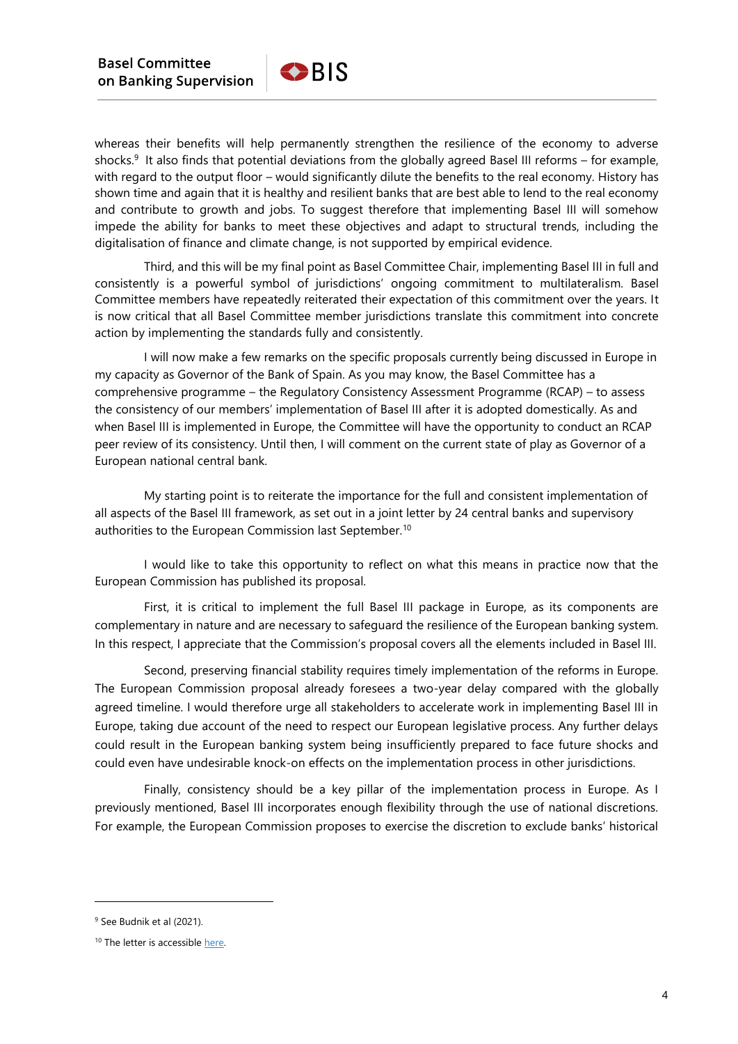whereas their benefits will help permanently strengthen the resilience of the economy to adverse shocks.[9] It also finds that potential deviations from the globally agreed Basel III reforms – for example, with regard to the output floor – would significantly dilute the benefits to the real economy. History has shown time and again that it is healthy and resilient banks that are best able to lend to the real economy and contribute to growth and jobs. To suggest therefore that implementing Basel III will somehow impede the ability for banks to meet these objectives and adapt to structural trends, including the digitalisation of finance and climate change, is not supported by empirical evidence.

Third, and this will be my final point as Basel Committee Chair, implementing Basel III in full and consistently is a powerful symbol of jurisdictions' ongoing commitment to multilateralism. Basel Committee members have repeatedly reiterated their expectation of this commitment over the years. It is now critical that all Basel Committee member jurisdictions translate this commitment into concrete action by implementing the standards fully and consistently.

I will now make a few remarks on the specific proposals currently being discussed in Europe in my capacity as Governor of the Bank of Spain. As you may know, the Basel Committee has a comprehensive programme – the Regulatory Consistency Assessment Programme (RCAP) – to assess the consistency of our members' implementation of Basel III after it is adopted domestically. As and when Basel III is implemented in Europe, the Committee will have the opportunity to conduct an RCAP peer review of its consistency. Until then, I will comment on the current state of play as Governor of a European national central bank.

My starting point is to reiterate the importance for the full and consistent implementation of all aspects of the Basel III framework, as set out in a joint letter by 24 central banks and supervisory authorities to the European Commission last September.[10]

I would like to take this opportunity to reflect on what this means in practice now that the European Commission has published its proposal.

First, it is critical to implement the full Basel III package in Europe, as its components are complementary in nature and are necessary to safeguard the resilience of the European banking system. In this respect, I appreciate that the Commission's proposal covers all the elements included in Basel III.

Second, preserving financial stability requires timely implementation of the reforms in Europe. The European Commission proposal already foresees a two-year delay compared with the globally agreed timeline. I would therefore urge all stakeholders to accelerate work in implementing Basel III in Europe, taking due account of the need to respect our European legislative process. Any further delays could result in the European banking system being insufficiently prepared to face future shocks and could even have undesirable knock-on effects on the implementation process in other jurisdictions.

Finally, consistency should be a key pillar of the implementation process in Europe. As I previously mentioned, Basel III incorporates enough flexibility through the use of national discretions. For example, the European Commission proposes to exercise the discretion to exclude banks' historical

---

[9] See Budnik et al (2021).

[10] The letter is accessible here.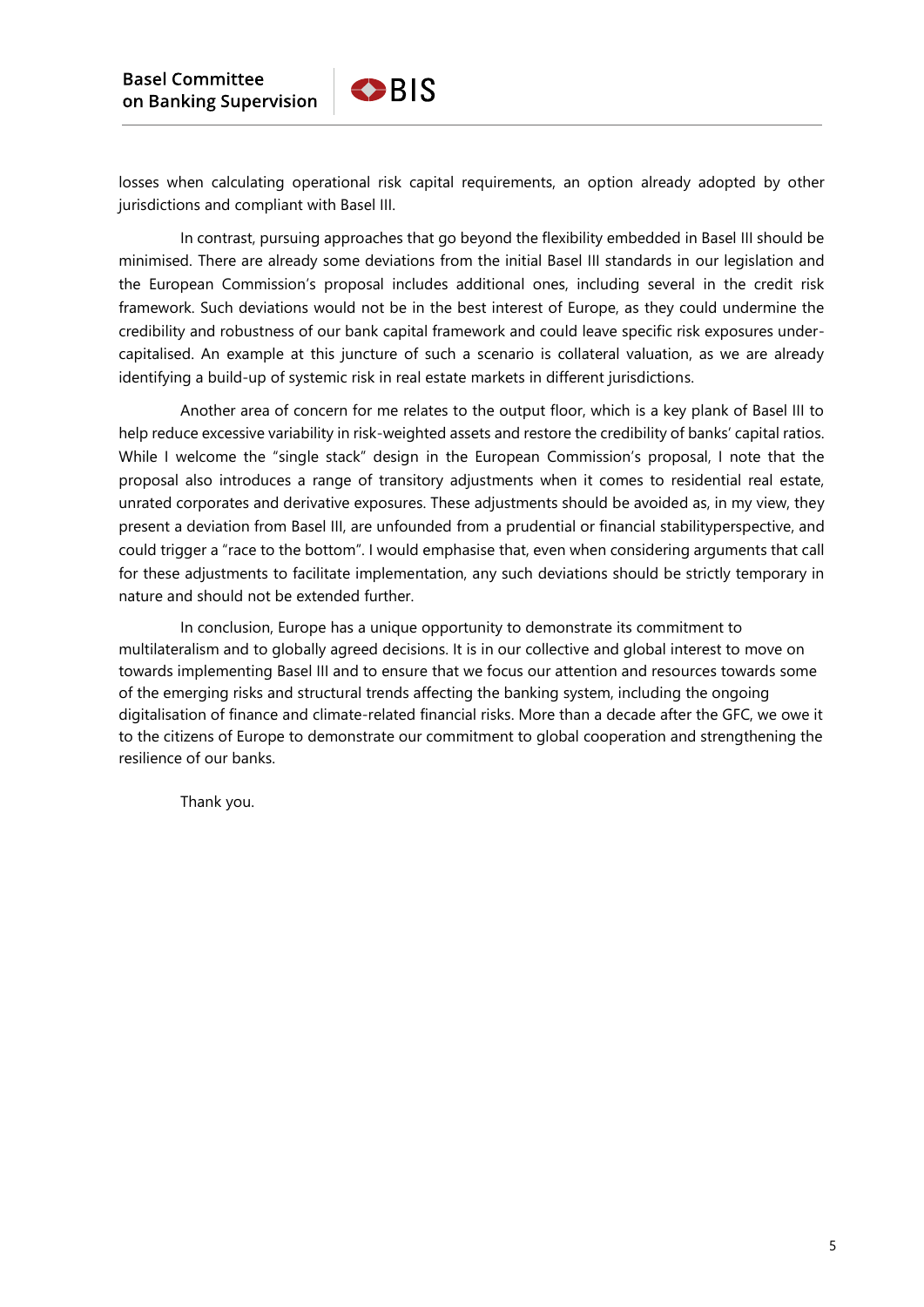losses when calculating operational risk capital requirements, an option already adopted by other jurisdictions and compliant with Basel III.

In contrast, pursuing approaches that go beyond the flexibility embedded in Basel III should be minimised. There are already some deviations from the initial Basel III standards in our legislation and the European Commission's proposal includes additional ones, including several in the credit risk framework. Such deviations would not be in the best interest of Europe, as they could undermine the credibility and robustness of our bank capital framework and could leave specific risk exposures under-capitalised. An example at this juncture of such a scenario is collateral valuation, as we are already identifying a build-up of systemic risk in real estate markets in different jurisdictions.

Another area of concern for me relates to the output floor, which is a key plank of Basel III to help reduce excessive variability in risk-weighted assets and restore the credibility of banks' capital ratios. While I welcome the "single stack" design in the European Commission's proposal, I note that the proposal also introduces a range of transitory adjustments when it comes to residential real estate, unrated corporates and derivative exposures. These adjustments should be avoided as, in my view, they present a deviation from Basel III, are unfounded from a prudential or financial stabilityperspective, and could trigger a "race to the bottom". I would emphasise that, even when considering arguments that call for these adjustments to facilitate implementation, any such deviations should be strictly temporary in nature and should not be extended further.

In conclusion, Europe has a unique opportunity to demonstrate its commitment to multilateralism and to globally agreed decisions. It is in our collective and global interest to move on towards implementing Basel III and to ensure that we focus our attention and resources towards some of the emerging risks and structural trends affecting the banking system, including the ongoing digitalisation of finance and climate-related financial risks. More than a decade after the GFC, we owe it to the citizens of Europe to demonstrate our commitment to global cooperation and strengthening the resilience of our banks.

Thank you.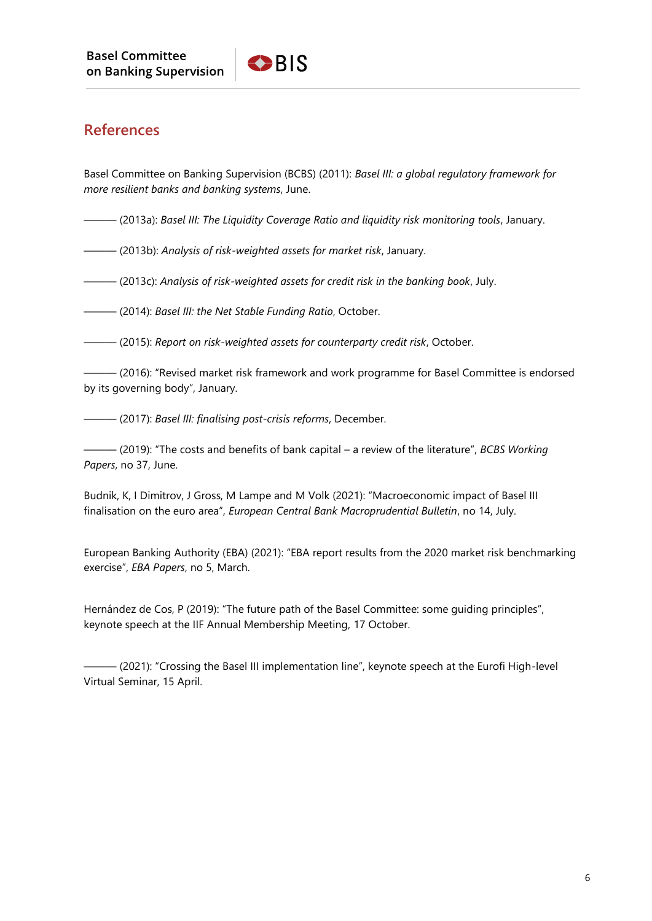## References

Basel Committee on Banking Supervision (BCBS) (2011): *Basel III: a global regulatory framework for more resilient banks and banking systems*, June.

——— (2013a): *Basel III: The Liquidity Coverage Ratio and liquidity risk monitoring tools*, January.

——— (2013b): *Analysis of risk-weighted assets for market risk*, January.

——— (2013c): *Analysis of risk-weighted assets for credit risk in the banking book*, July.

——— (2014): *Basel III: the Net Stable Funding Ratio*, October.

——— (2015): *Report on risk-weighted assets for counterparty credit risk*, October.

——— (2016): "Revised market risk framework and work programme for Basel Committee is endorsed by its governing body", January.

——— (2017): *Basel III: finalising post-crisis reforms*, December.

——— (2019): "The costs and benefits of bank capital – a review of the literature", *BCBS Working Papers*, no 37, June.

Budnik, K, I Dimitrov, J Gross, M Lampe and M Volk (2021): "Macroeconomic impact of Basel III finalisation on the euro area", *European Central Bank Macroprudential Bulletin*, no 14, July.

European Banking Authority (EBA) (2021): "EBA report results from the 2020 market risk benchmarking exercise", *EBA Papers*, no 5, March.

Hernández de Cos, P (2019): "The future path of the Basel Committee: some guiding principles", keynote speech at the IIF Annual Membership Meeting, 17 October.

——— (2021): "Crossing the Basel III implementation line", keynote speech at the Eurofi High-level Virtual Seminar, 15 April.